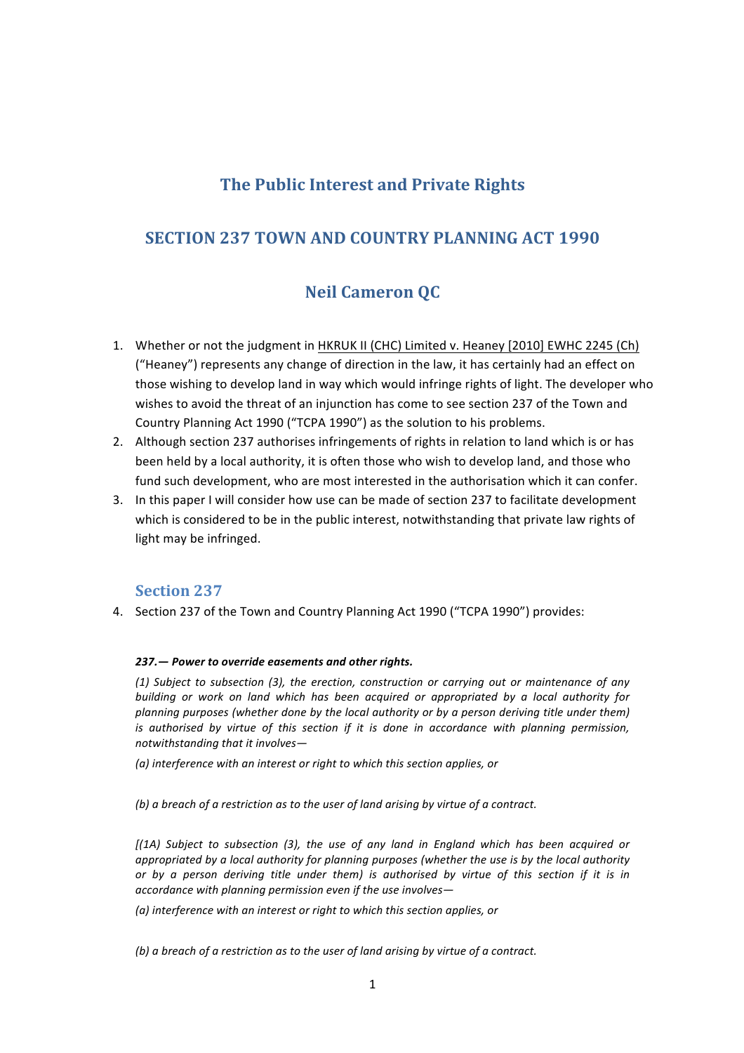# The Public Interest and Private Rights

## SECTION 237 TOWN AND COUNTRY PLANNING ACT 1990

## Neil Cameron QC

1. Whether or not the judgment in HKRUK II (CHC) Limited v. Heaney [2010] EWHC 2245 (Ch) ("Heaney") represents any change of direction in the law, it has certainly had an effect on those wishing to develop land in way which would infringe rights of light. The developer who wishes to avoid the threat of an injunction has come to see section 237 of the Town and Country Planning Act 1990 ("TCPA 1990") as the solution to his problems.
2. Although section 237 authorises infringements of rights in relation to land which is or has been held by a local authority, it is often those who wish to develop land, and those who fund such development, who are most interested in the authorisation which it can confer.
3. In this paper I will consider how use can be made of section 237 to facilitate development which is considered to be in the public interest, notwithstanding that private law rights of light may be infringed.

### Section 237

4. Section 237 of the Town and Country Planning Act 1990 ("TCPA 1990") provides:

> ***237.— Power to override easements and other rights.***
>
> *(1) Subject to subsection (3), the erection, construction or carrying out or maintenance of any building or work on land which has been acquired or appropriated by a local authority for planning purposes (whether done by the local authority or by a person deriving title under them) is authorised by virtue of this section if it is done in accordance with planning permission, notwithstanding that it involves—*
>
> *(a) interference with an interest or right to which this section applies, or*
>
> *(b) a breach of a restriction as to the user of land arising by virtue of a contract.*
>
> *[(1A) Subject to subsection (3), the use of any land in England which has been acquired or appropriated by a local authority for planning purposes (whether the use is by the local authority or by a person deriving title under them) is authorised by virtue of this section if it is in accordance with planning permission even if the use involves—*
>
> *(a) interference with an interest or right to which this section applies, or*
>
> *(b) a breach of a restriction as to the user of land arising by virtue of a contract.*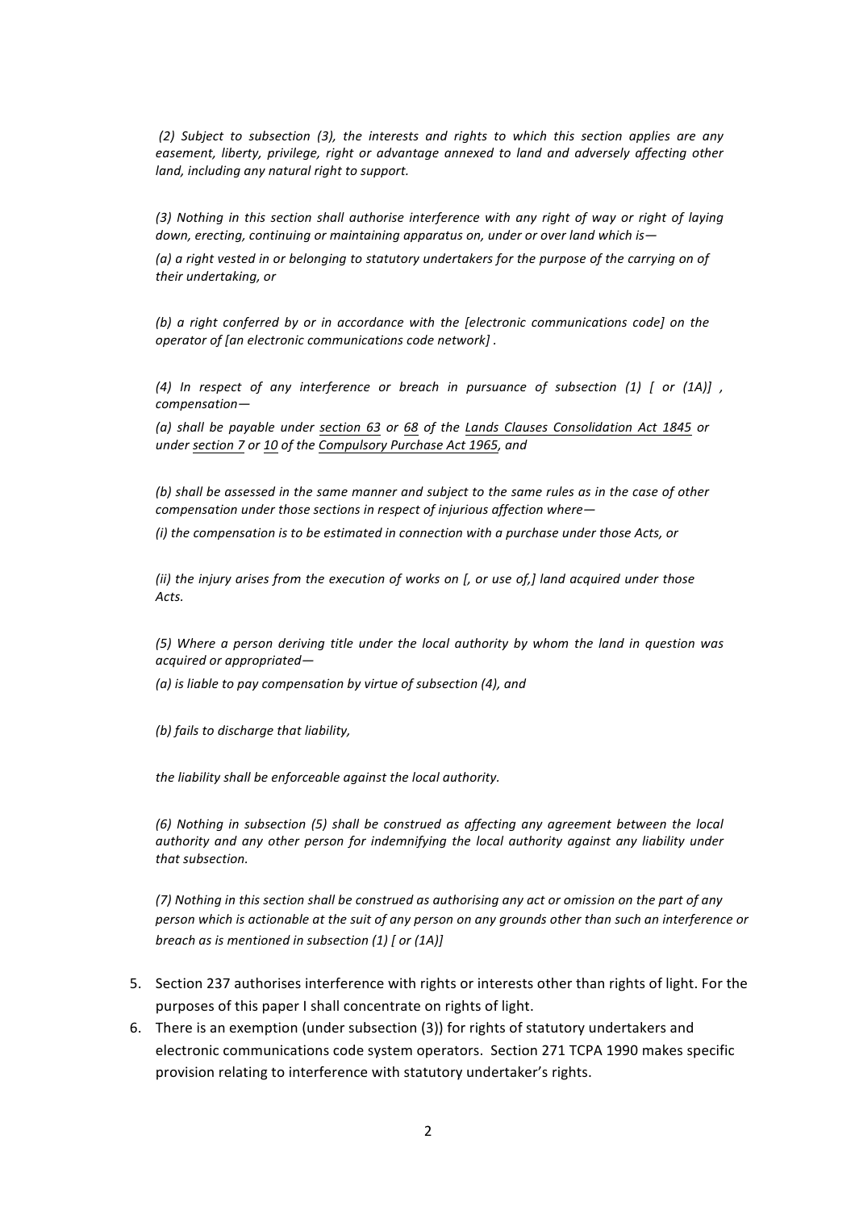*(2) Subject to subsection (3), the interests and rights to which this section applies are any easement, liberty, privilege, right or advantage annexed to land and adversely affecting other land, including any natural right to support.*

*(3) Nothing in this section shall authorise interference with any right of way or right of laying down, erecting, continuing or maintaining apparatus on, under or over land which is—*

*(a) a right vested in or belonging to statutory undertakers for the purpose of the carrying on of their undertaking, or*

*(b) a right conferred by or in accordance with the [electronic communications code] on the operator of [an electronic communications code network] .*

*(4) In respect of any interference or breach in pursuance of subsection (1) [ or (1A)] , compensation—*

*(a) shall be payable under section 63 or 68 of the Lands Clauses Consolidation Act 1845 or under section 7 or 10 of the Compulsory Purchase Act 1965, and*

*(b) shall be assessed in the same manner and subject to the same rules as in the case of other compensation under those sections in respect of injurious affection where—*

*(i) the compensation is to be estimated in connection with a purchase under those Acts, or*

*(ii) the injury arises from the execution of works on [, or use of,] land acquired under those Acts.*

*(5) Where a person deriving title under the local authority by whom the land in question was acquired or appropriated—*

*(a) is liable to pay compensation by virtue of subsection (4), and*

*(b) fails to discharge that liability,*

*the liability shall be enforceable against the local authority.*

*(6) Nothing in subsection (5) shall be construed as affecting any agreement between the local authority and any other person for indemnifying the local authority against any liability under that subsection.*

*(7) Nothing in this section shall be construed as authorising any act or omission on the part of any person which is actionable at the suit of any person on any grounds other than such an interference or breach as is mentioned in subsection (1) [ or (1A)]*

5. Section 237 authorises interference with rights or interests other than rights of light. For the purposes of this paper I shall concentrate on rights of light.
6. There is an exemption (under subsection (3)) for rights of statutory undertakers and electronic communications code system operators. Section 271 TCPA 1990 makes specific provision relating to interference with statutory undertaker's rights.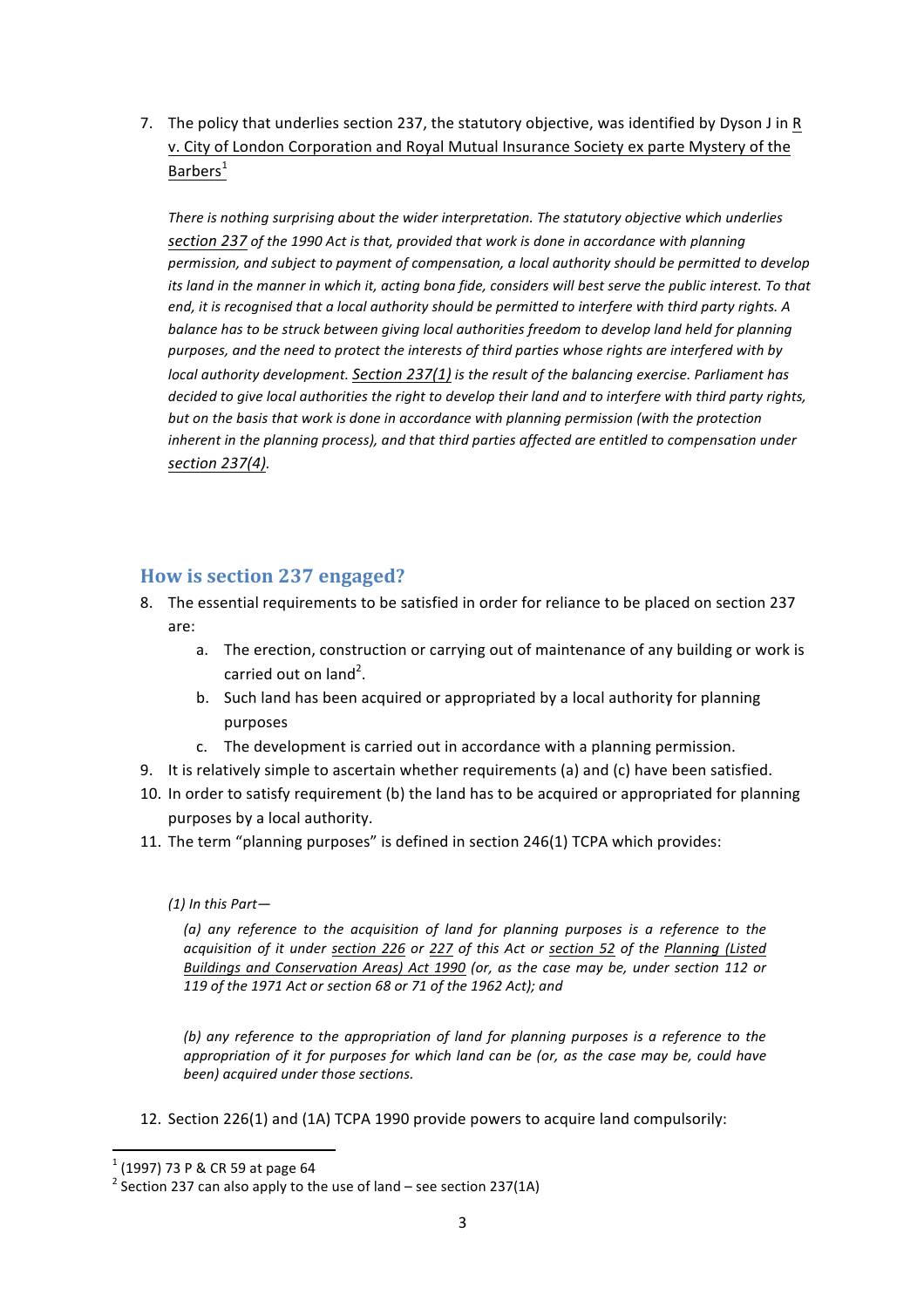7. The policy that underlies section 237, the statutory objective, was identified by Dyson J in R v. City of London Corporation and Royal Mutual Insurance Society ex parte Mystery of the Barbers[1]

   *There is nothing surprising about the wider interpretation. The statutory objective which underlies section 237 of the 1990 Act is that, provided that work is done in accordance with planning permission, and subject to payment of compensation, a local authority should be permitted to develop its land in the manner in which it, acting bona fide, considers will best serve the public interest. To that end, it is recognised that a local authority should be permitted to interfere with third party rights. A balance has to be struck between giving local authorities freedom to develop land held for planning purposes, and the need to protect the interests of third parties whose rights are interfered with by local authority development. Section 237(1) is the result of the balancing exercise. Parliament has decided to give local authorities the right to develop their land and to interfere with third party rights, but on the basis that work is done in accordance with planning permission (with the protection inherent in the planning process), and that third parties affected are entitled to compensation under section 237(4).*

## How is section 237 engaged?

8. The essential requirements to be satisfied in order for reliance to be placed on section 237 are:
   a. The erection, construction or carrying out of maintenance of any building or work is carried out on land[2].
   b. Such land has been acquired or appropriated by a local authority for planning purposes
   c. The development is carried out in accordance with a planning permission.
9. It is relatively simple to ascertain whether requirements (a) and (c) have been satisfied.
10. In order to satisfy requirement (b) the land has to be acquired or appropriated for planning purposes by a local authority.
11. The term "planning purposes" is defined in section 246(1) TCPA which provides:

    *(1) In this Part—*

    *(a) any reference to the acquisition of land for planning purposes is a reference to the acquisition of it under section 226 or 227 of this Act or section 52 of the Planning (Listed Buildings and Conservation Areas) Act 1990 (or, as the case may be, under section 112 or 119 of the 1971 Act or section 68 or 71 of the 1962 Act); and*

    *(b) any reference to the appropriation of land for planning purposes is a reference to the appropriation of it for purposes for which land can be (or, as the case may be, could have been) acquired under those sections.*

12. Section 226(1) and (1A) TCPA 1990 provide powers to acquire land compulsorily:

---

[1] (1997) 73 P & CR 59 at page 64

[2] Section 237 can also apply to the use of land – see section 237(1A)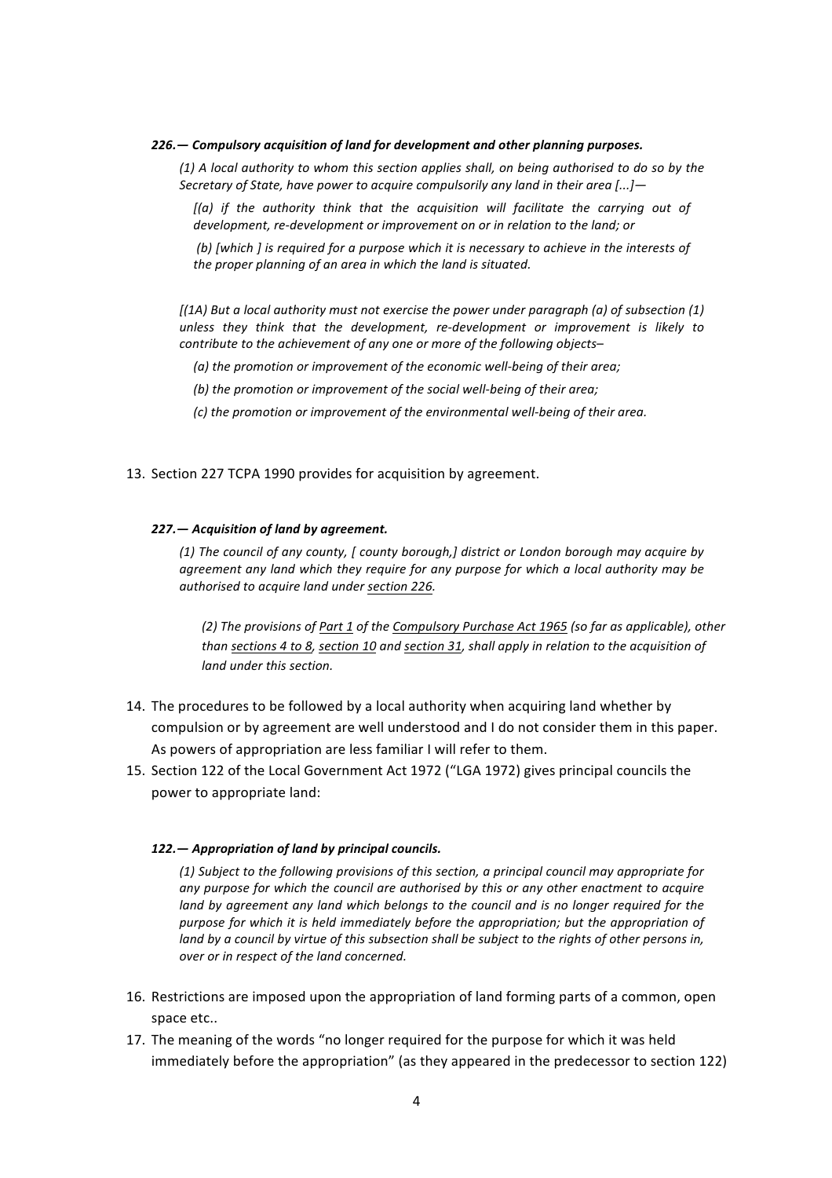***226.— Compulsory acquisition of land for development and other planning purposes.***

> *(1) A local authority to whom this section applies shall, on being authorised to do so by the Secretary of State, have power to acquire compulsorily any land in their area [...]—*
>
> *[(a) if the authority think that the acquisition will facilitate the carrying out of development, re-development or improvement on or in relation to the land; or*
>
> *(b) [which ] is required for a purpose which it is necessary to achieve in the interests of the proper planning of an area in which the land is situated.*
>
> *[(1A) But a local authority must not exercise the power under paragraph (a) of subsection (1) unless they think that the development, re-development or improvement is likely to contribute to the achievement of any one or more of the following objects–*
>
> *(a) the promotion or improvement of the economic well-being of their area;*
>
> *(b) the promotion or improvement of the social well-being of their area;*
>
> *(c) the promotion or improvement of the environmental well-being of their area.*

13. Section 227 TCPA 1990 provides for acquisition by agreement.

***227.— Acquisition of land by agreement.***

> *(1) The council of any county, [ county borough,] district or London borough may acquire by agreement any land which they require for any purpose for which a local authority may be authorised to acquire land under section 226.*
>
> *(2) The provisions of Part 1 of the Compulsory Purchase Act 1965 (so far as applicable), other than sections 4 to 8, section 10 and section 31, shall apply in relation to the acquisition of land under this section.*

14. The procedures to be followed by a local authority when acquiring land whether by compulsion or by agreement are well understood and I do not consider them in this paper. As powers of appropriation are less familiar I will refer to them.
15. Section 122 of the Local Government Act 1972 ("LGA 1972) gives principal councils the power to appropriate land:

***122.— Appropriation of land by principal councils.***

> *(1) Subject to the following provisions of this section, a principal council may appropriate for any purpose for which the council are authorised by this or any other enactment to acquire land by agreement any land which belongs to the council and is no longer required for the purpose for which it is held immediately before the appropriation; but the appropriation of land by a council by virtue of this subsection shall be subject to the rights of other persons in, over or in respect of the land concerned.*

16. Restrictions are imposed upon the appropriation of land forming parts of a common, open space etc..
17. The meaning of the words "no longer required for the purpose for which it was held immediately before the appropriation" (as they appeared in the predecessor to section 122)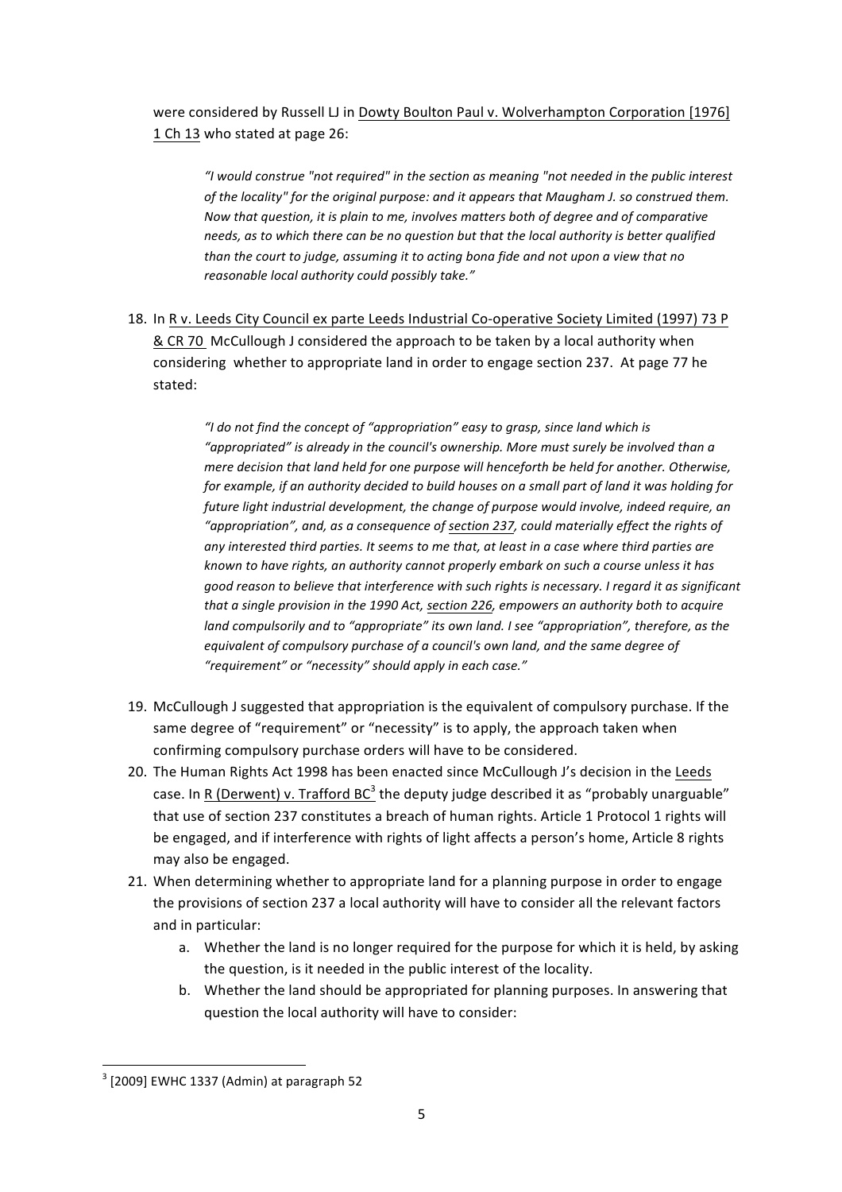were considered by Russell LJ in Dowty Boulton Paul v. Wolverhampton Corporation [1976] 1 Ch 13 who stated at page 26:

> *"I would construe "not required" in the section as meaning "not needed in the public interest of the locality" for the original purpose: and it appears that Maugham J. so construed them. Now that question, it is plain to me, involves matters both of degree and of comparative needs, as to which there can be no question but that the local authority is better qualified than the court to judge, assuming it to acting bona fide and not upon a view that no reasonable local authority could possibly take."*

18. In R v. Leeds City Council ex parte Leeds Industrial Co-operative Society Limited (1997) 73 P & CR 70 McCullough J considered the approach to be taken by a local authority when considering whether to appropriate land in order to engage section 237. At page 77 he stated:

> *"I do not find the concept of "appropriation" easy to grasp, since land which is "appropriated" is already in the council's ownership. More must surely be involved than a mere decision that land held for one purpose will henceforth be held for another. Otherwise, for example, if an authority decided to build houses on a small part of land it was holding for future light industrial development, the change of purpose would involve, indeed require, an "appropriation", and, as a consequence of section 237, could materially effect the rights of any interested third parties. It seems to me that, at least in a case where third parties are known to have rights, an authority cannot properly embark on such a course unless it has good reason to believe that interference with such rights is necessary. I regard it as significant that a single provision in the 1990 Act, section 226, empowers an authority both to acquire land compulsorily and to "appropriate" its own land. I see "appropriation", therefore, as the equivalent of compulsory purchase of a council's own land, and the same degree of "requirement" or "necessity" should apply in each case."*

19. McCullough J suggested that appropriation is the equivalent of compulsory purchase. If the same degree of "requirement" or "necessity" is to apply, the approach taken when confirming compulsory purchase orders will have to be considered.
20. The Human Rights Act 1998 has been enacted since McCullough J's decision in the Leeds case. In R (Derwent) v. Trafford BC[3] the deputy judge described it as "probably unarguable" that use of section 237 constitutes a breach of human rights. Article 1 Protocol 1 rights will be engaged, and if interference with rights of light affects a person's home, Article 8 rights may also be engaged.
21. When determining whether to appropriate land for a planning purpose in order to engage the provisions of section 237 a local authority will have to consider all the relevant factors and in particular:
    a. Whether the land is no longer required for the purpose for which it is held, by asking the question, is it needed in the public interest of the locality.
    b. Whether the land should be appropriated for planning purposes. In answering that question the local authority will have to consider:

[3] [2009] EWHC 1337 (Admin) at paragraph 52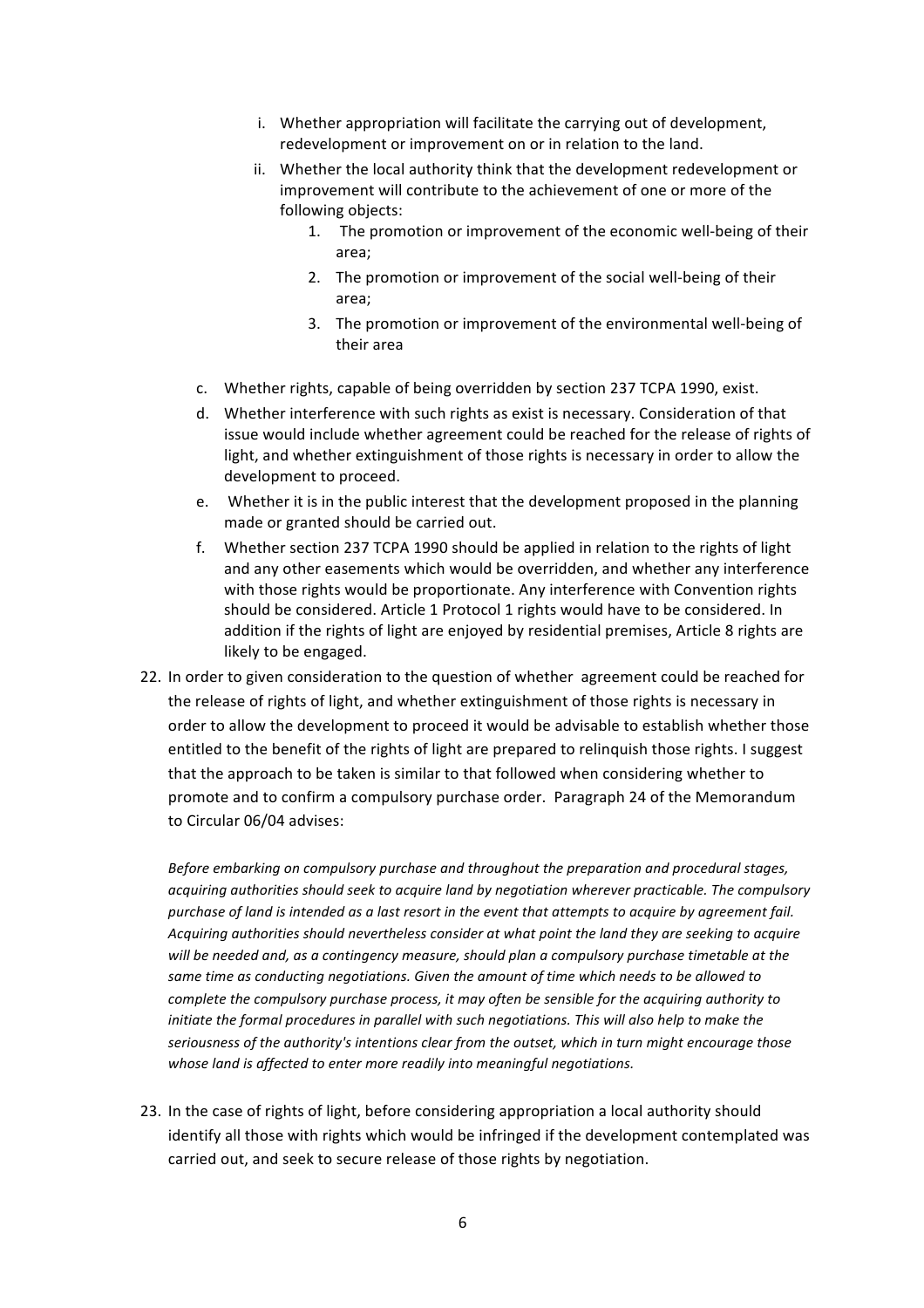i. Whether appropriation will facilitate the carrying out of development, redevelopment or improvement on or in relation to the land.
   ii. Whether the local authority think that the development redevelopment or improvement will contribute to the achievement of one or more of the following objects:
      1. The promotion or improvement of the economic well-being of their area;
      2. The promotion or improvement of the social well-being of their area;
      3. The promotion or improvement of the environmental well-being of their area

c. Whether rights, capable of being overridden by section 237 TCPA 1990, exist.
d. Whether interference with such rights as exist is necessary. Consideration of that issue would include whether agreement could be reached for the release of rights of light, and whether extinguishment of those rights is necessary in order to allow the development to proceed.
e. Whether it is in the public interest that the development proposed in the planning made or granted should be carried out.
f. Whether section 237 TCPA 1990 should be applied in relation to the rights of light and any other easements which would be overridden, and whether any interference with those rights would be proportionate. Any interference with Convention rights should be considered. Article 1 Protocol 1 rights would have to be considered. In addition if the rights of light are enjoyed by residential premises, Article 8 rights are likely to be engaged.

22. In order to given consideration to the question of whether agreement could be reached for the release of rights of light, and whether extinguishment of those rights is necessary in order to allow the development to proceed it would be advisable to establish whether those entitled to the benefit of the rights of light are prepared to relinquish those rights. I suggest that the approach to be taken is similar to that followed when considering whether to promote and to confirm a compulsory purchase order. Paragraph 24 of the Memorandum to Circular 06/04 advises:

    *Before embarking on compulsory purchase and throughout the preparation and procedural stages, acquiring authorities should seek to acquire land by negotiation wherever practicable. The compulsory purchase of land is intended as a last resort in the event that attempts to acquire by agreement fail. Acquiring authorities should nevertheless consider at what point the land they are seeking to acquire will be needed and, as a contingency measure, should plan a compulsory purchase timetable at the same time as conducting negotiations. Given the amount of time which needs to be allowed to complete the compulsory purchase process, it may often be sensible for the acquiring authority to initiate the formal procedures in parallel with such negotiations. This will also help to make the seriousness of the authority's intentions clear from the outset, which in turn might encourage those whose land is affected to enter more readily into meaningful negotiations.*

23. In the case of rights of light, before considering appropriation a local authority should identify all those with rights which would be infringed if the development contemplated was carried out, and seek to secure release of those rights by negotiation.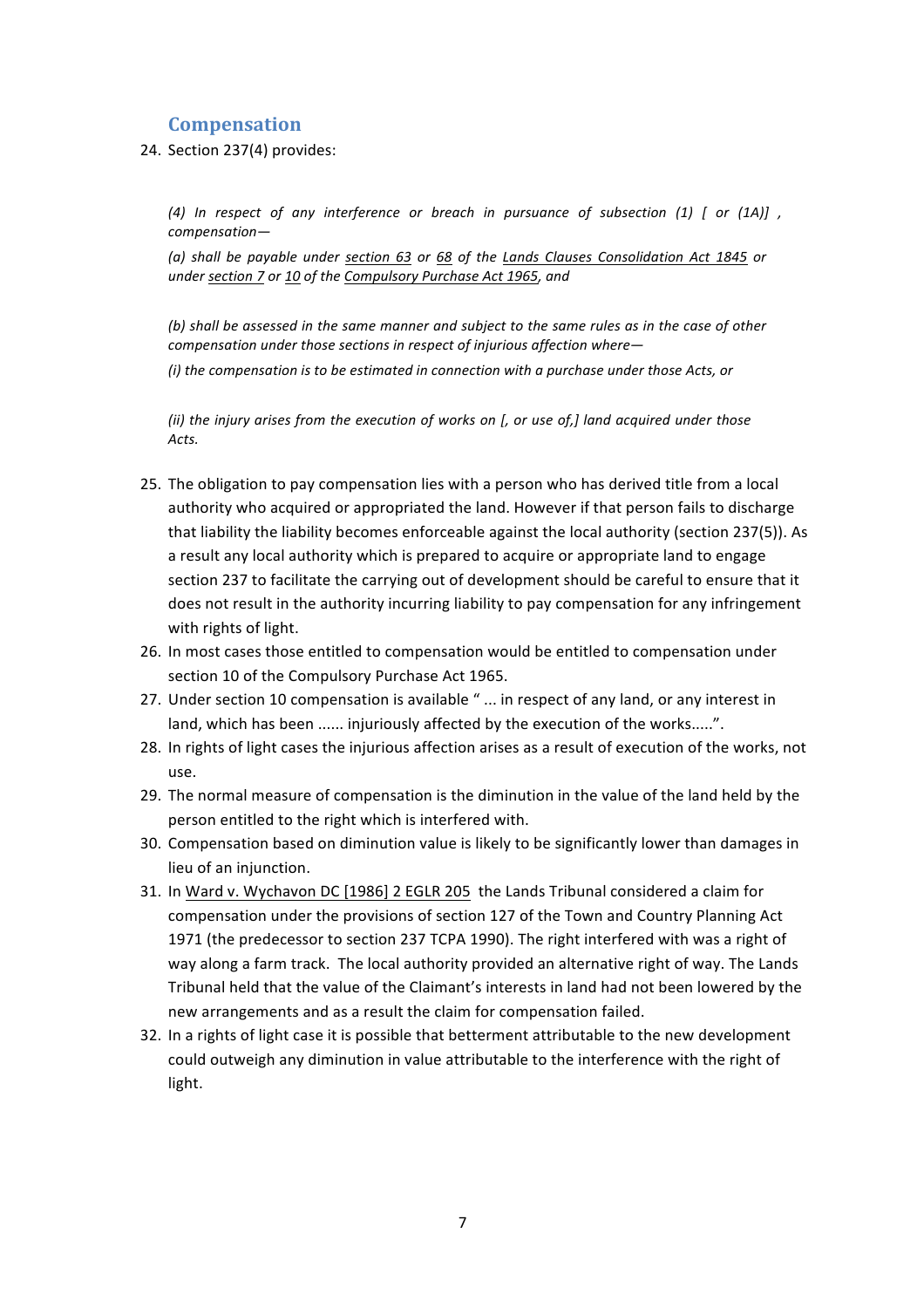## Compensation

24. Section 237(4) provides:

> *(4) In respect of any interference or breach in pursuance of subsection (1) [ or (1A)] , compensation—*
>
> *(a) shall be payable under section 63 or 68 of the Lands Clauses Consolidation Act 1845 or under section 7 or 10 of the Compulsory Purchase Act 1965, and*
>
> *(b) shall be assessed in the same manner and subject to the same rules as in the case of other compensation under those sections in respect of injurious affection where—*
>
> *(i) the compensation is to be estimated in connection with a purchase under those Acts, or*
>
> *(ii) the injury arises from the execution of works on [, or use of,] land acquired under those Acts.*

25. The obligation to pay compensation lies with a person who has derived title from a local authority who acquired or appropriated the land. However if that person fails to discharge that liability the liability becomes enforceable against the local authority (section 237(5)). As a result any local authority which is prepared to acquire or appropriate land to engage section 237 to facilitate the carrying out of development should be careful to ensure that it does not result in the authority incurring liability to pay compensation for any infringement with rights of light.
26. In most cases those entitled to compensation would be entitled to compensation under section 10 of the Compulsory Purchase Act 1965.
27. Under section 10 compensation is available " ... in respect of any land, or any interest in land, which has been ...... injuriously affected by the execution of the works.....".
28. In rights of light cases the injurious affection arises as a result of execution of the works, not use.
29. The normal measure of compensation is the diminution in the value of the land held by the person entitled to the right which is interfered with.
30. Compensation based on diminution value is likely to be significantly lower than damages in lieu of an injunction.
31. In Ward v. Wychavon DC [1986] 2 EGLR 205 the Lands Tribunal considered a claim for compensation under the provisions of section 127 of the Town and Country Planning Act 1971 (the predecessor to section 237 TCPA 1990). The right interfered with was a right of way along a farm track. The local authority provided an alternative right of way. The Lands Tribunal held that the value of the Claimant's interests in land had not been lowered by the new arrangements and as a result the claim for compensation failed.
32. In a rights of light case it is possible that betterment attributable to the new development could outweigh any diminution in value attributable to the interference with the right of light.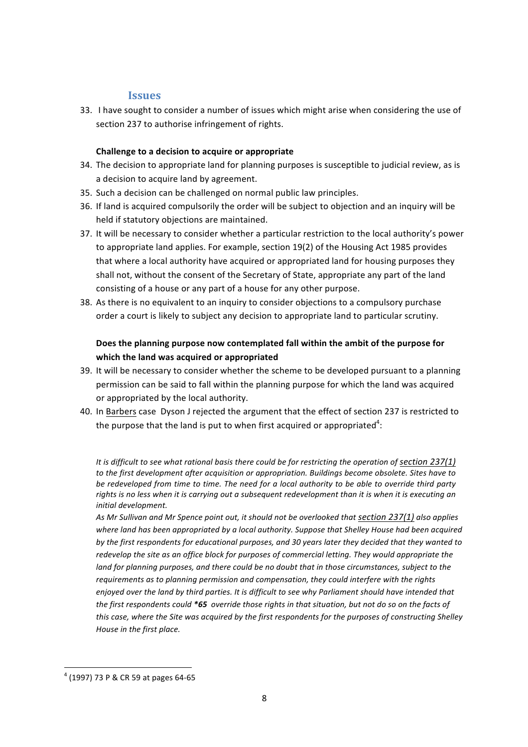## Issues

33. I have sought to consider a number of issues which might arise when considering the use of section 237 to authorise infringement of rights.

**Challenge to a decision to acquire or appropriate**

34. The decision to appropriate land for planning purposes is susceptible to judicial review, as is a decision to acquire land by agreement.
35. Such a decision can be challenged on normal public law principles.
36. If land is acquired compulsorily the order will be subject to objection and an inquiry will be held if statutory objections are maintained.
37. It will be necessary to consider whether a particular restriction to the local authority's power to appropriate land applies. For example, section 19(2) of the Housing Act 1985 provides that where a local authority have acquired or appropriated land for housing purposes they shall not, without the consent of the Secretary of State, appropriate any part of the land consisting of a house or any part of a house for any other purpose.
38. As there is no equivalent to an inquiry to consider objections to a compulsory purchase order a court is likely to subject any decision to appropriate land to particular scrutiny.

**Does the planning purpose now contemplated fall within the ambit of the purpose for which the land was acquired or appropriated**

39. It will be necessary to consider whether the scheme to be developed pursuant to a planning permission can be said to fall within the planning purpose for which the land was acquired or appropriated by the local authority.
40. In Barbers case Dyson J rejected the argument that the effect of section 237 is restricted to the purpose that the land is put to when first acquired or appropriated[4]:

*It is difficult to see what rational basis there could be for restricting the operation of section 237(1) to the first development after acquisition or appropriation. Buildings become obsolete. Sites have to be redeveloped from time to time. The need for a local authority to be able to override third party rights is no less when it is carrying out a subsequent redevelopment than it is when it is executing an initial development.*

*As Mr Sullivan and Mr Spence point out, it should not be overlooked that section 237(1) also applies where land has been appropriated by a local authority. Suppose that Shelley House had been acquired by the first respondents for educational purposes, and 30 years later they decided that they wanted to redevelop the site as an office block for purposes of commercial letting. They would appropriate the land for planning purposes, and there could be no doubt that in those circumstances, subject to the requirements as to planning permission and compensation, they could interfere with the rights enjoyed over the land by third parties. It is difficult to see why Parliament should have intended that the first respondents could **\*65** override those rights in that situation, but not do so on the facts of this case, where the Site was acquired by the first respondents for the purposes of constructing Shelley House in the first place.*

---

[4] (1997) 73 P & CR 59 at pages 64-65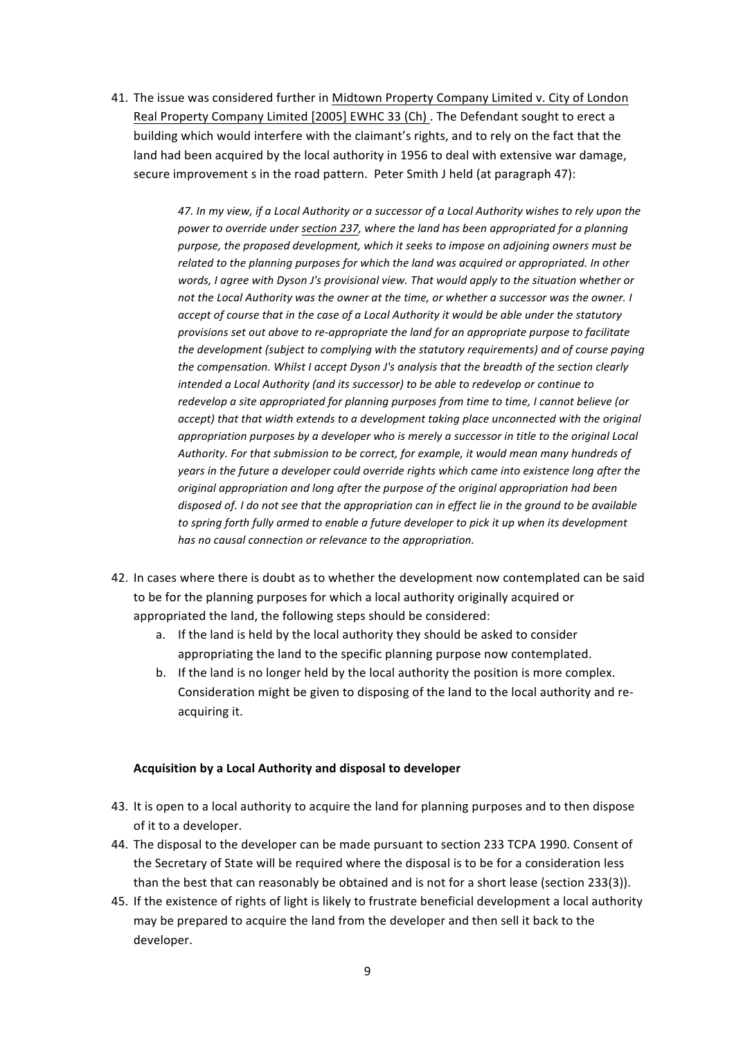41. The issue was considered further in Midtown Property Company Limited v. City of London Real Property Company Limited [2005] EWHC 33 (Ch) . The Defendant sought to erect a building which would interfere with the claimant's rights, and to rely on the fact that the land had been acquired by the local authority in 1956 to deal with extensive war damage, secure improvement s in the road pattern. Peter Smith J held (at paragraph 47):

    > *47. In my view, if a Local Authority or a successor of a Local Authority wishes to rely upon the power to override under section 237, where the land has been appropriated for a planning purpose, the proposed development, which it seeks to impose on adjoining owners must be related to the planning purposes for which the land was acquired or appropriated. In other words, I agree with Dyson J's provisional view. That would apply to the situation whether or not the Local Authority was the owner at the time, or whether a successor was the owner. I accept of course that in the case of a Local Authority it would be able under the statutory provisions set out above to re-appropriate the land for an appropriate purpose to facilitate the development (subject to complying with the statutory requirements) and of course paying the compensation. Whilst I accept Dyson J's analysis that the breadth of the section clearly intended a Local Authority (and its successor) to be able to redevelop or continue to redevelop a site appropriated for planning purposes from time to time, I cannot believe (or accept) that that width extends to a development taking place unconnected with the original appropriation purposes by a developer who is merely a successor in title to the original Local Authority. For that submission to be correct, for example, it would mean many hundreds of years in the future a developer could override rights which came into existence long after the original appropriation and long after the purpose of the original appropriation had been disposed of. I do not see that the appropriation can in effect lie in the ground to be available to spring forth fully armed to enable a future developer to pick it up when its development has no causal connection or relevance to the appropriation.*

42. In cases where there is doubt as to whether the development now contemplated can be said to be for the planning purposes for which a local authority originally acquired or appropriated the land, the following steps should be considered:
    a. If the land is held by the local authority they should be asked to consider appropriating the land to the specific planning purpose now contemplated.
    b. If the land is no longer held by the local authority the position is more complex. Consideration might be given to disposing of the land to the local authority and re-acquiring it.

**Acquisition by a Local Authority and disposal to developer**

43. It is open to a local authority to acquire the land for planning purposes and to then dispose of it to a developer.
44. The disposal to the developer can be made pursuant to section 233 TCPA 1990. Consent of the Secretary of State will be required where the disposal is to be for a consideration less than the best that can reasonably be obtained and is not for a short lease (section 233(3)).
45. If the existence of rights of light is likely to frustrate beneficial development a local authority may be prepared to acquire the land from the developer and then sell it back to the developer.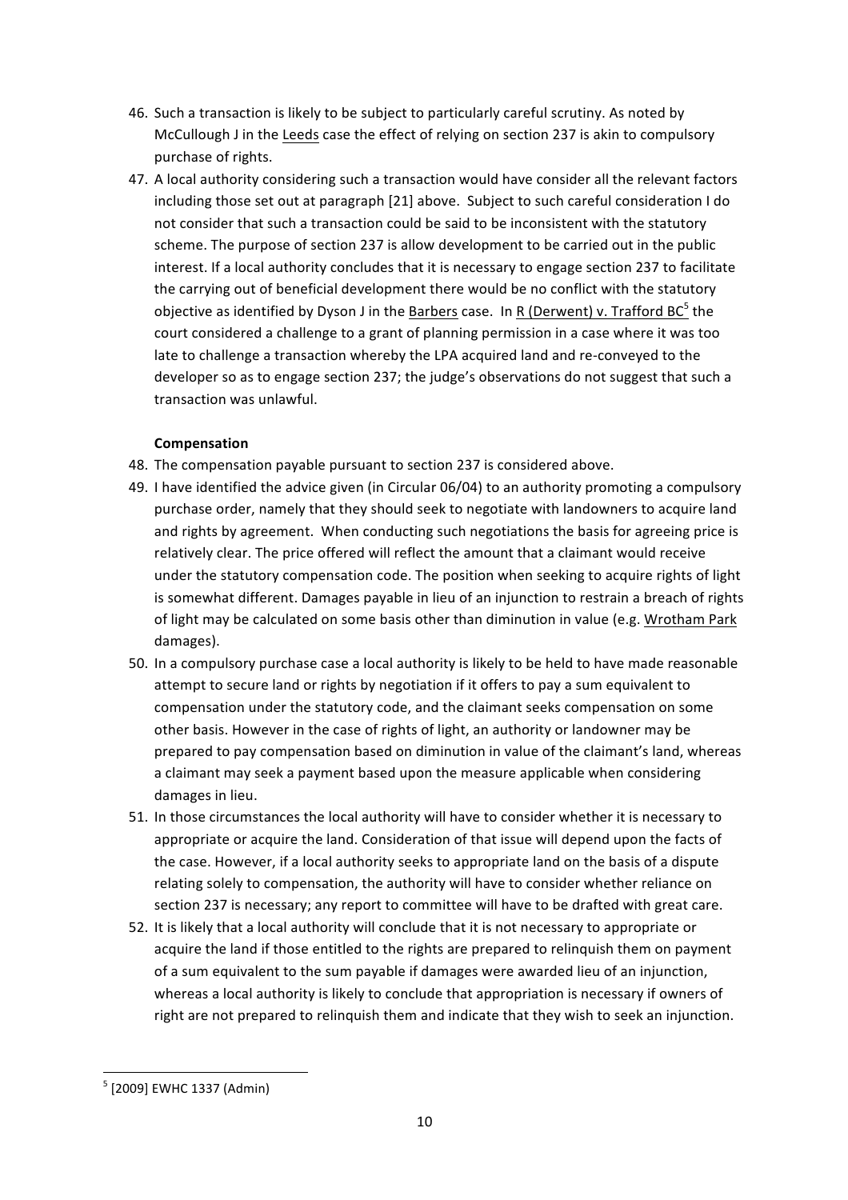46. Such a transaction is likely to be subject to particularly careful scrutiny. As noted by McCullough J in the Leeds case the effect of relying on section 237 is akin to compulsory purchase of rights.
47. A local authority considering such a transaction would have consider all the relevant factors including those set out at paragraph [21] above. Subject to such careful consideration I do not consider that such a transaction could be said to be inconsistent with the statutory scheme. The purpose of section 237 is allow development to be carried out in the public interest. If a local authority concludes that it is necessary to engage section 237 to facilitate the carrying out of beneficial development there would be no conflict with the statutory objective as identified by Dyson J in the Barbers case. In R (Derwent) v. Trafford BC[5] the court considered a challenge to a grant of planning permission in a case where it was too late to challenge a transaction whereby the LPA acquired land and re-conveyed to the developer so as to engage section 237; the judge's observations do not suggest that such a transaction was unlawful.

**Compensation**

48. The compensation payable pursuant to section 237 is considered above.
49. I have identified the advice given (in Circular 06/04) to an authority promoting a compulsory purchase order, namely that they should seek to negotiate with landowners to acquire land and rights by agreement. When conducting such negotiations the basis for agreeing price is relatively clear. The price offered will reflect the amount that a claimant would receive under the statutory compensation code. The position when seeking to acquire rights of light is somewhat different. Damages payable in lieu of an injunction to restrain a breach of rights of light may be calculated on some basis other than diminution in value (e.g. Wrotham Park damages).
50. In a compulsory purchase case a local authority is likely to be held to have made reasonable attempt to secure land or rights by negotiation if it offers to pay a sum equivalent to compensation under the statutory code, and the claimant seeks compensation on some other basis. However in the case of rights of light, an authority or landowner may be prepared to pay compensation based on diminution in value of the claimant's land, whereas a claimant may seek a payment based upon the measure applicable when considering damages in lieu.
51. In those circumstances the local authority will have to consider whether it is necessary to appropriate or acquire the land. Consideration of that issue will depend upon the facts of the case. However, if a local authority seeks to appropriate land on the basis of a dispute relating solely to compensation, the authority will have to consider whether reliance on section 237 is necessary; any report to committee will have to be drafted with great care.
52. It is likely that a local authority will conclude that it is not necessary to appropriate or acquire the land if those entitled to the rights are prepared to relinquish them on payment of a sum equivalent to the sum payable if damages were awarded lieu of an injunction, whereas a local authority is likely to conclude that appropriation is necessary if owners of right are not prepared to relinquish them and indicate that they wish to seek an injunction.

[5] [2009] EWHC 1337 (Admin)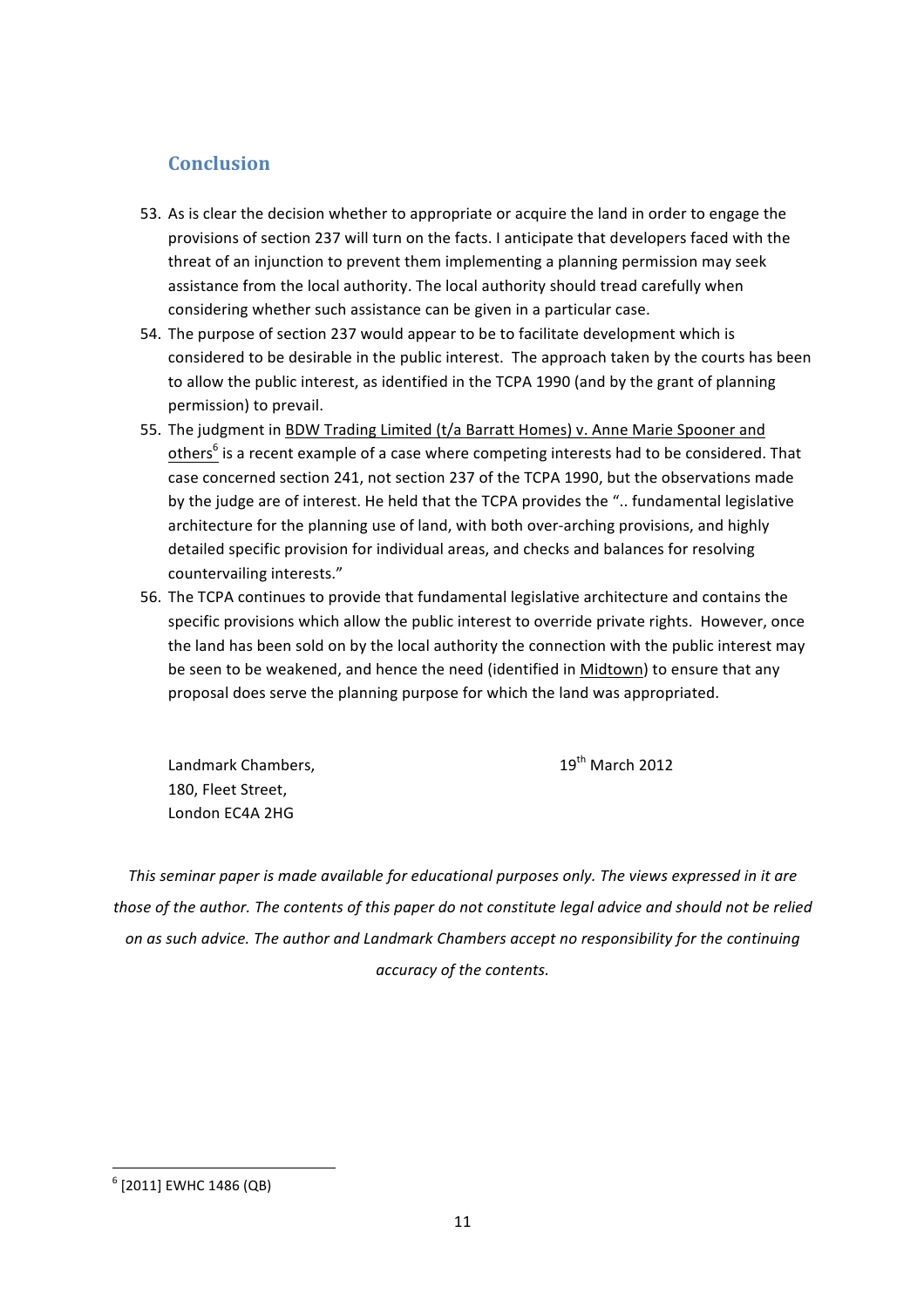## Conclusion

53. As is clear the decision whether to appropriate or acquire the land in order to engage the provisions of section 237 will turn on the facts. I anticipate that developers faced with the threat of an injunction to prevent them implementing a planning permission may seek assistance from the local authority. The local authority should tread carefully when considering whether such assistance can be given in a particular case.
54. The purpose of section 237 would appear to be to facilitate development which is considered to be desirable in the public interest. The approach taken by the courts has been to allow the public interest, as identified in the TCPA 1990 (and by the grant of planning permission) to prevail.
55. The judgment in BDW Trading Limited (t/a Barratt Homes) v. Anne Marie Spooner and others[6] is a recent example of a case where competing interests had to be considered. That case concerned section 241, not section 237 of the TCPA 1990, but the observations made by the judge are of interest. He held that the TCPA provides the ".. fundamental legislative architecture for the planning use of land, with both over-arching provisions, and highly detailed specific provision for individual areas, and checks and balances for resolving countervailing interests."
56. The TCPA continues to provide that fundamental legislative architecture and contains the specific provisions which allow the public interest to override private rights. However, once the land has been sold on by the local authority the connection with the public interest may be seen to be weakened, and hence the need (identified in Midtown) to ensure that any proposal does serve the planning purpose for which the land was appropriated.

Landmark Chambers,
180, Fleet Street,
London EC4A 2HG

19th March 2012

*This seminar paper is made available for educational purposes only. The views expressed in it are those of the author. The contents of this paper do not constitute legal advice and should not be relied on as such advice. The author and Landmark Chambers accept no responsibility for the continuing accuracy of the contents.*

---

[6] [2011] EWHC 1486 (QB)